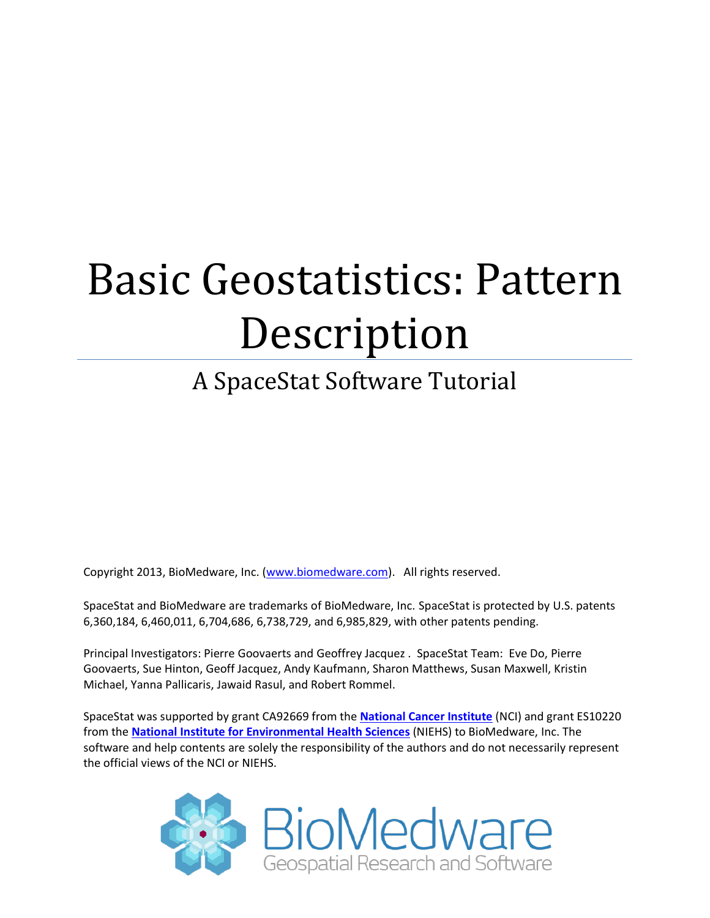# Basic Geostatistics: Pattern Description

## A SpaceStat Software Tutorial

Copyright 2013, BioMedware, Inc. (www.biomedware.com). All rights reserved.

SpaceStat and BioMedware are trademarks of BioMedware, Inc. SpaceStat is protected by U.S. patents 6,360,184, 6,460,011, 6,704,686, 6,738,729, and 6,985,829, with other patents pending.

Principal Investigators: Pierre Goovaerts and Geoffrey Jacquez . SpaceStat Team: Eve Do, Pierre Goovaerts, Sue Hinton, Geoff Jacquez, Andy Kaufmann, Sharon Matthews, Susan Maxwell, Kristin Michael, Yanna Pallicaris, Jawaid Rasul, and Robert Rommel.

SpaceStat was supported by grant CA92669 from the **National Cancer Institute** (NCI) and grant ES10220 from the **National Institute for Environmental Health Sciences** (NIEHS) to BioMedware, Inc. The software and help contents are solely the responsibility of the authors and do not necessarily represent the official views of the NCI or NIEHS.

BioMedware
Geospatial Research and Software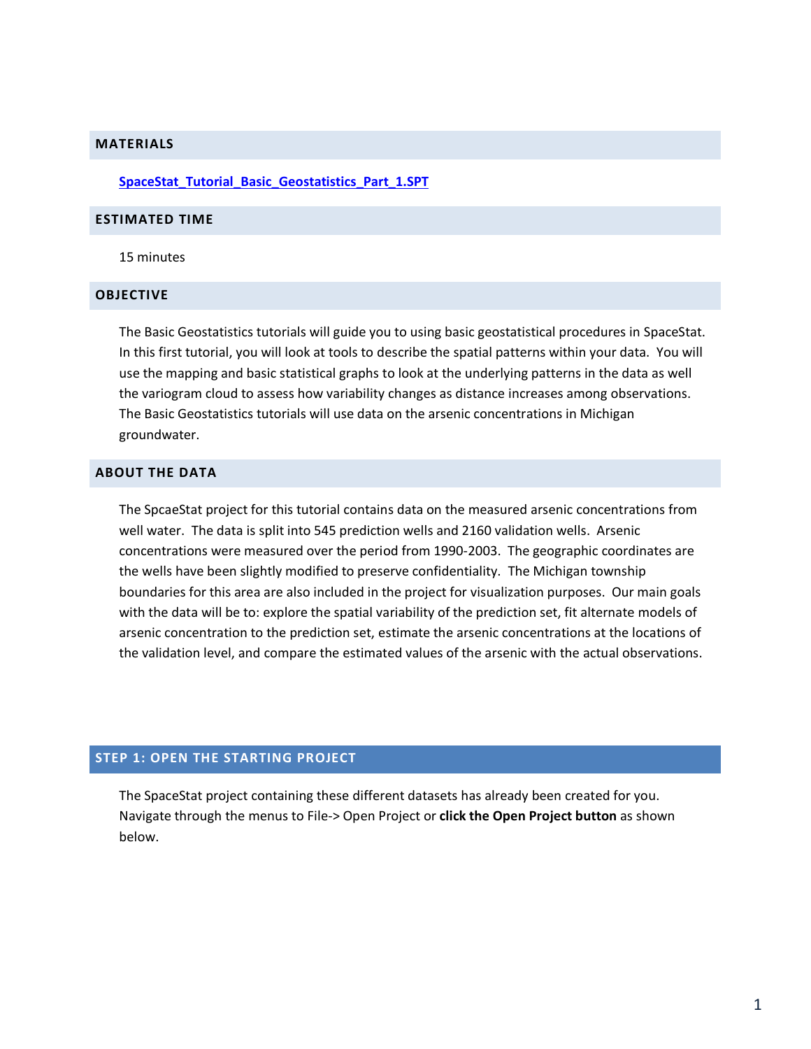## MATERIALS

**SpaceStat_Tutorial_Basic_Geostatistics_Part_1.SPT**

## ESTIMATED TIME

15 minutes

## OBJECTIVE

The Basic Geostatistics tutorials will guide you to using basic geostatistical procedures in SpaceStat. In this first tutorial, you will look at tools to describe the spatial patterns within your data. You will use the mapping and basic statistical graphs to look at the underlying patterns in the data as well the variogram cloud to assess how variability changes as distance increases among observations. The Basic Geostatistics tutorials will use data on the arsenic concentrations in Michigan groundwater.

## ABOUT THE DATA

The SpcaeStat project for this tutorial contains data on the measured arsenic concentrations from well water. The data is split into 545 prediction wells and 2160 validation wells. Arsenic concentrations were measured over the period from 1990-2003. The geographic coordinates are the wells have been slightly modified to preserve confidentiality. The Michigan township boundaries for this area are also included in the project for visualization purposes. Our main goals with the data will be to: explore the spatial variability of the prediction set, fit alternate models of arsenic concentration to the prediction set, estimate the arsenic concentrations at the locations of the validation level, and compare the estimated values of the arsenic with the actual observations.

## STEP 1: OPEN THE STARTING PROJECT

The SpaceStat project containing these different datasets has already been created for you. Navigate through the menus to File-> Open Project or **click the Open Project button** as shown below.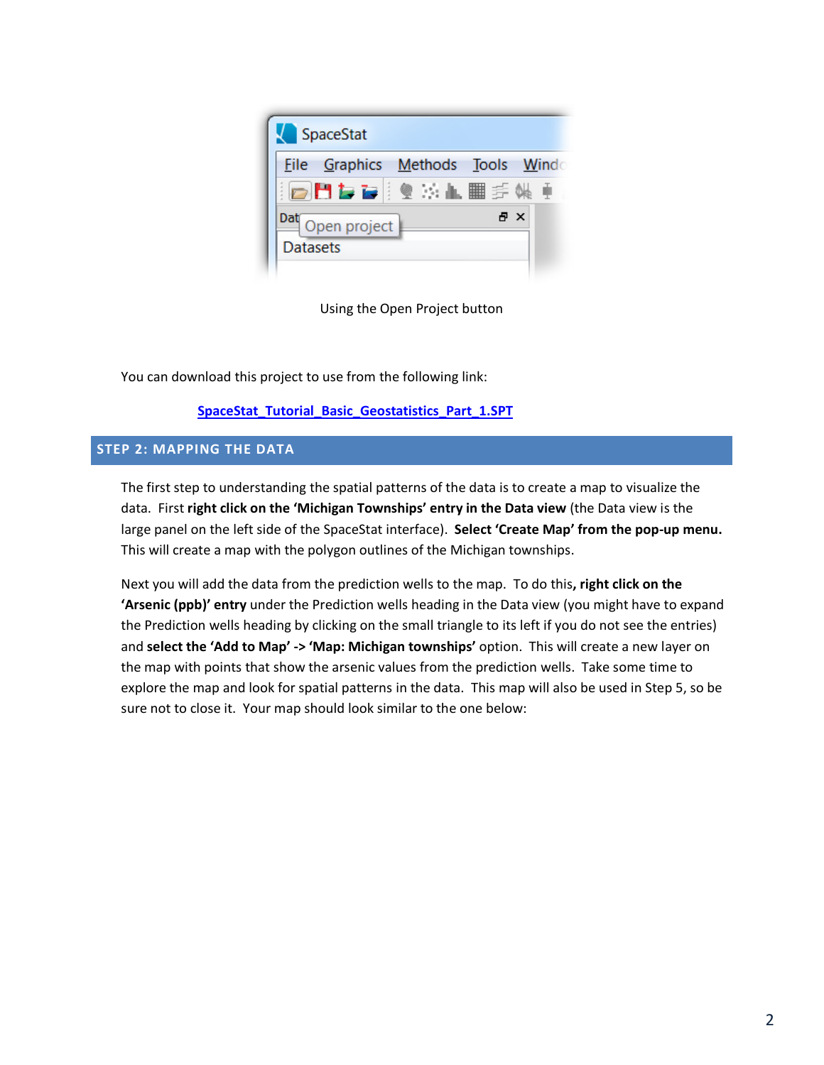Using the Open Project button

You can download this project to use from the following link:

[SpaceStat_Tutorial_Basic_Geostatistics_Part_1.SPT]()

## STEP 2: MAPPING THE DATA

The first step to understanding the spatial patterns of the data is to create a map to visualize the data. First **right click on the 'Michigan Townships' entry in the Data view** (the Data view is the large panel on the left side of the SpaceStat interface). **Select 'Create Map' from the pop-up menu.** This will create a map with the polygon outlines of the Michigan townships.

Next you will add the data from the prediction wells to the map. To do this**, right click on the 'Arsenic (ppb)' entry** under the Prediction wells heading in the Data view (you might have to expand the Prediction wells heading by clicking on the small triangle to its left if you do not see the entries) and **select the 'Add to Map' -> 'Map: Michigan townships'** option. This will create a new layer on the map with points that show the arsenic values from the prediction wells. Take some time to explore the map and look for spatial patterns in the data. This map will also be used in Step 5, so be sure not to close it. Your map should look similar to the one below: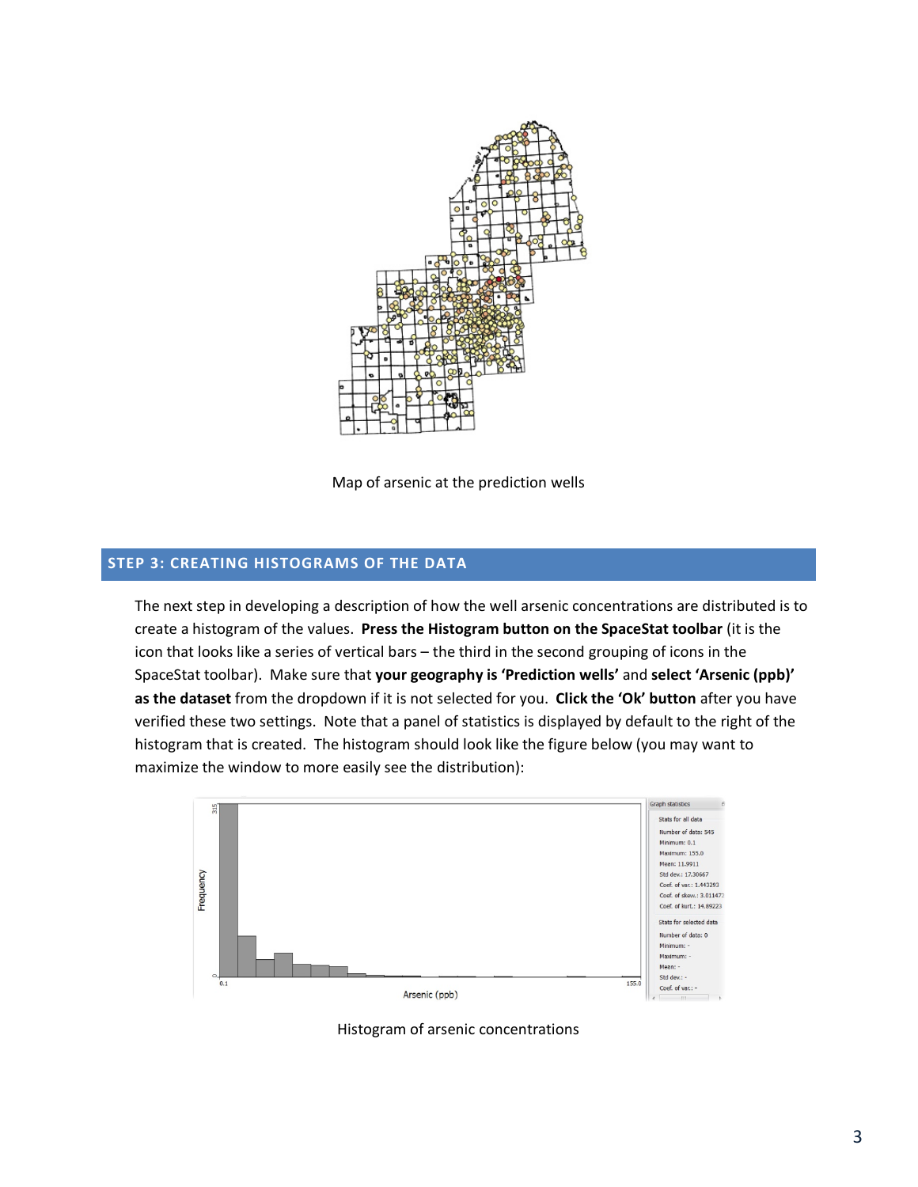Map of arsenic at the prediction wells

## STEP 3: CREATING HISTOGRAMS OF THE DATA

The next step in developing a description of how the well arsenic concentrations are distributed is to create a histogram of the values. **Press the Histogram button on the SpaceStat toolbar** (it is the icon that looks like a series of vertical bars – the third in the second grouping of icons in the SpaceStat toolbar). Make sure that **your geography is 'Prediction wells'** and **select 'Arsenic (ppb)' as the dataset** from the dropdown if it is not selected for you. **Click the 'Ok' button** after you have verified these two settings. Note that a panel of statistics is displayed by default to the right of the histogram that is created. The histogram should look like the figure below (you may want to maximize the window to more easily see the distribution):

Histogram of arsenic concentrations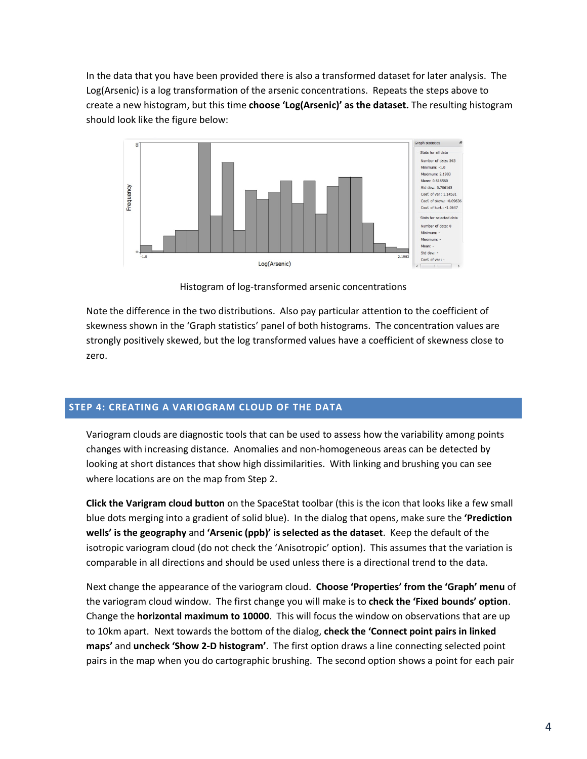In the data that you have been provided there is also a transformed dataset for later analysis. The Log(Arsenic) is a log transformation of the arsenic concentrations. Repeats the steps above to create a new histogram, but this time **choose 'Log(Arsenic)' as the dataset.** The resulting histogram should look like the figure below:

Histogram of log-transformed arsenic concentrations

Note the difference in the two distributions. Also pay particular attention to the coefficient of skewness shown in the 'Graph statistics' panel of both histograms. The concentration values are strongly positively skewed, but the log transformed values have a coefficient of skewness close to zero.

## STEP 4: CREATING A VARIOGRAM CLOUD OF THE DATA

Variogram clouds are diagnostic tools that can be used to assess how the variability among points changes with increasing distance. Anomalies and non-homogeneous areas can be detected by looking at short distances that show high dissimilarities. With linking and brushing you can see where locations are on the map from Step 2.

**Click the Varigram cloud button** on the SpaceStat toolbar (this is the icon that looks like a few small blue dots merging into a gradient of solid blue). In the dialog that opens, make sure the **'Prediction wells' is the geography** and **'Arsenic (ppb)' is selected as the dataset**. Keep the default of the isotropic variogram cloud (do not check the 'Anisotropic' option). This assumes that the variation is comparable in all directions and should be used unless there is a directional trend to the data.

Next change the appearance of the variogram cloud. **Choose 'Properties' from the 'Graph' menu** of the variogram cloud window. The first change you will make is to **check the 'Fixed bounds' option**. Change the **horizontal maximum to 10000**. This will focus the window on observations that are up to 10km apart. Next towards the bottom of the dialog, **check the 'Connect point pairs in linked maps'** and **uncheck 'Show 2-D histogram'**. The first option draws a line connecting selected point pairs in the map when you do cartographic brushing. The second option shows a point for each pair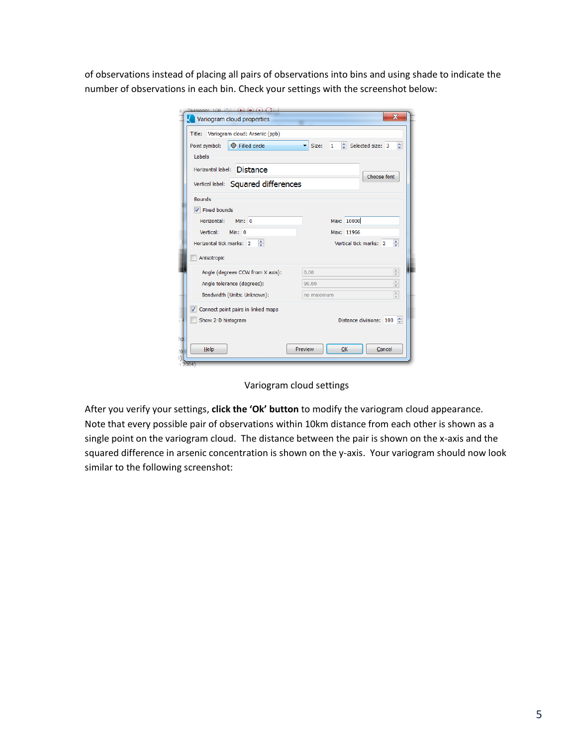of observations instead of placing all pairs of observations into bins and using shade to indicate the number of observations in each bin. Check your settings with the screenshot below:

Variogram cloud settings

After you verify your settings, **click the 'Ok' button** to modify the variogram cloud appearance. Note that every possible pair of observations within 10km distance from each other is shown as a single point on the variogram cloud. The distance between the pair is shown on the x-axis and the squared difference in arsenic concentration is shown on the y-axis. Your variogram should now look similar to the following screenshot: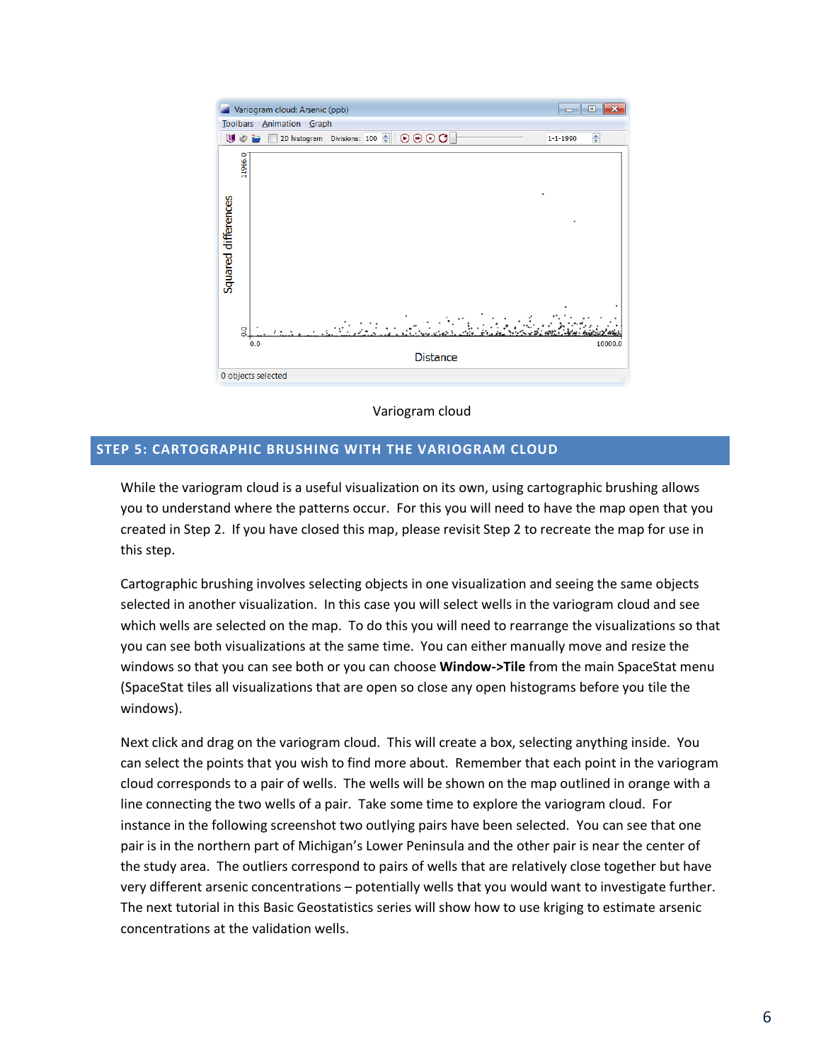Variogram cloud

## STEP 5: CARTOGRAPHIC BRUSHING WITH THE VARIOGRAM CLOUD

While the variogram cloud is a useful visualization on its own, using cartographic brushing allows you to understand where the patterns occur. For this you will need to have the map open that you created in Step 2. If you have closed this map, please revisit Step 2 to recreate the map for use in this step.

Cartographic brushing involves selecting objects in one visualization and seeing the same objects selected in another visualization. In this case you will select wells in the variogram cloud and see which wells are selected on the map. To do this you will need to rearrange the visualizations so that you can see both visualizations at the same time. You can either manually move and resize the windows so that you can see both or you can choose **Window->Tile** from the main SpaceStat menu (SpaceStat tiles all visualizations that are open so close any open histograms before you tile the windows).

Next click and drag on the variogram cloud. This will create a box, selecting anything inside. You can select the points that you wish to find more about. Remember that each point in the variogram cloud corresponds to a pair of wells. The wells will be shown on the map outlined in orange with a line connecting the two wells of a pair. Take some time to explore the variogram cloud. For instance in the following screenshot two outlying pairs have been selected. You can see that one pair is in the northern part of Michigan's Lower Peninsula and the other pair is near the center of the study area. The outliers correspond to pairs of wells that are relatively close together but have very different arsenic concentrations – potentially wells that you would want to investigate further. The next tutorial in this Basic Geostatistics series will show how to use kriging to estimate arsenic concentrations at the validation wells.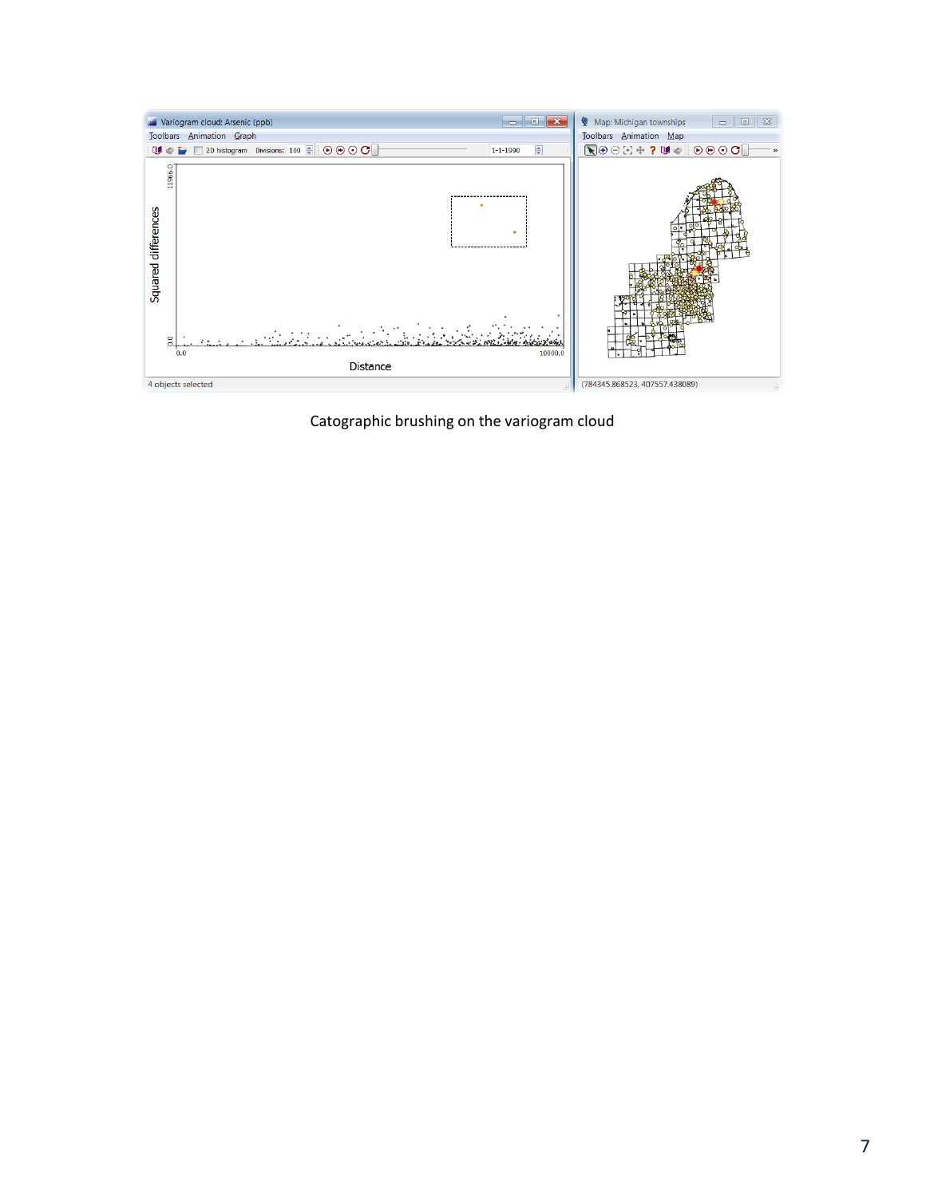Variogram cloud: Arsenic (ppb)

Toolbars Animation Graph

2D histogram Divisions: 100

1-1-1990

11966.0

Squared differences

0.0

0.0

10000.0

Distance

4 objects selected

Map: Michigan townships

Toolbars Animation Map

(784345.868523, 407557.438089)

Catographic brushing on the variogram cloud